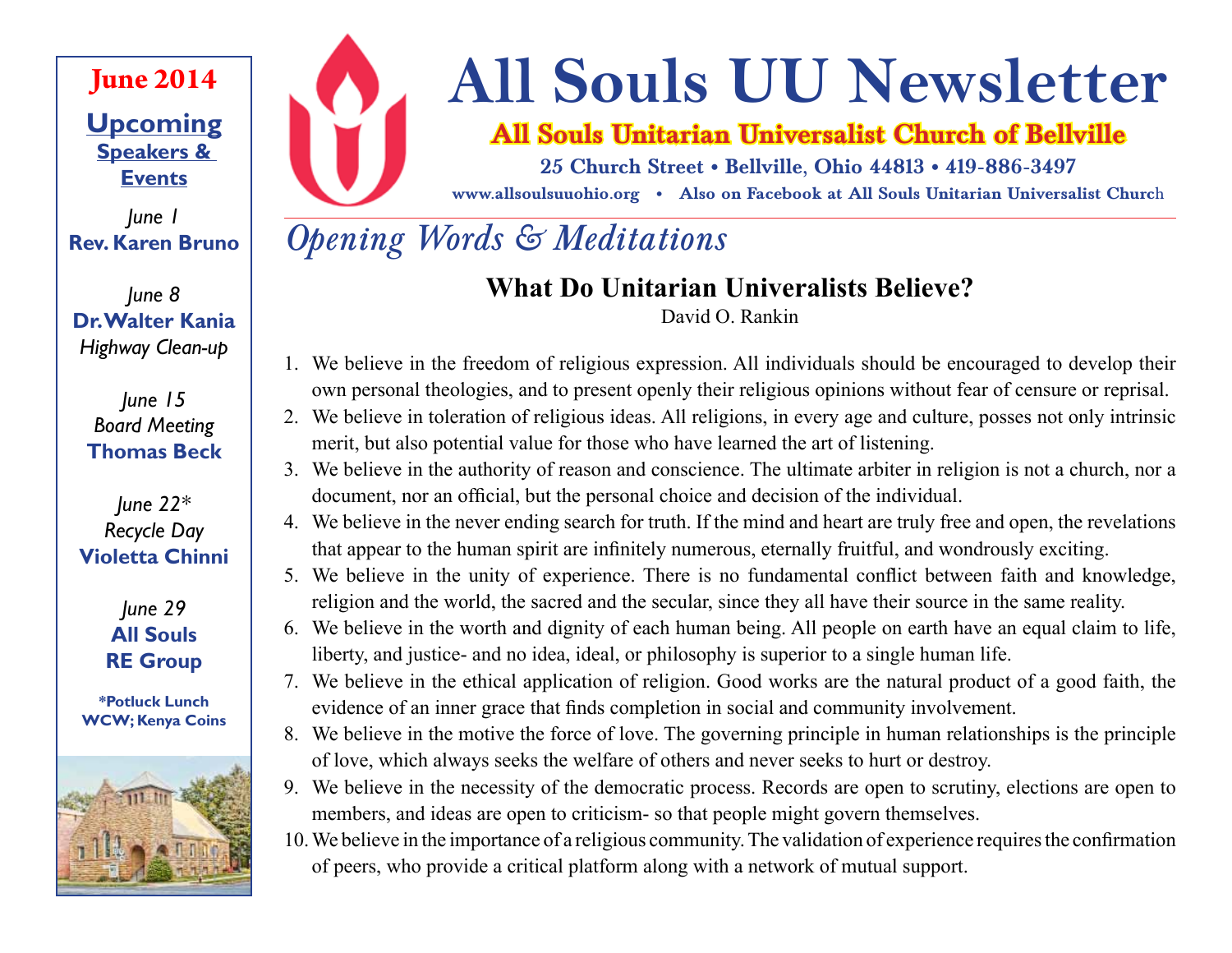# All Souls UU Newsletter

**All Souls Unitarian Universalist Church of Bellville**

**25 Church Street • Bellville, Ohio 44813 • 419-886-3497**

**www.allsoulsuuohio.org • Also on Facebook at All Souls Unitarian Universalist Church**

**June 2014**

**Upcoming Speakers & Events**

*June 1*
**Rev. Karen Bruno**

*June 8*
**Dr. Walter Kania**
*Highway Clean-up*

*June 15*
*Board Meeting*
**Thomas Beck**

*June 22**
*Recycle Day*
**Violetta Chinni**

*June 29*
**All Souls RE Group**

***Potluck Lunch WCW; Kenya Coins**

## *Opening Words & Meditations*

### What Do Unitarian Univeralists Believe?

David O. Rankin

1. We believe in the freedom of religious expression. All individuals should be encouraged to develop their own personal theologies, and to present openly their religious opinions without fear of censure or reprisal.
2. We believe in toleration of religious ideas. All religions, in every age and culture, posses not only intrinsic merit, but also potential value for those who have learned the art of listening.
3. We believe in the authority of reason and conscience. The ultimate arbiter in religion is not a church, nor a document, nor an official, but the personal choice and decision of the individual.
4. We believe in the never ending search for truth. If the mind and heart are truly free and open, the revelations that appear to the human spirit are infinitely numerous, eternally fruitful, and wondrously exciting.
5. We believe in the unity of experience. There is no fundamental conflict between faith and knowledge, religion and the world, the sacred and the secular, since they all have their source in the same reality.
6. We believe in the worth and dignity of each human being. All people on earth have an equal claim to life, liberty, and justice- and no idea, ideal, or philosophy is superior to a single human life.
7. We believe in the ethical application of religion. Good works are the natural product of a good faith, the evidence of an inner grace that finds completion in social and community involvement.
8. We believe in the motive the force of love. The governing principle in human relationships is the principle of love, which always seeks the welfare of others and never seeks to hurt or destroy.
9. We believe in the necessity of the democratic process. Records are open to scrutiny, elections are open to members, and ideas are open to criticism- so that people might govern themselves.
10. We believe in the importance of a religious community. The validation of experience requires the confirmation of peers, who provide a critical platform along with a network of mutual support.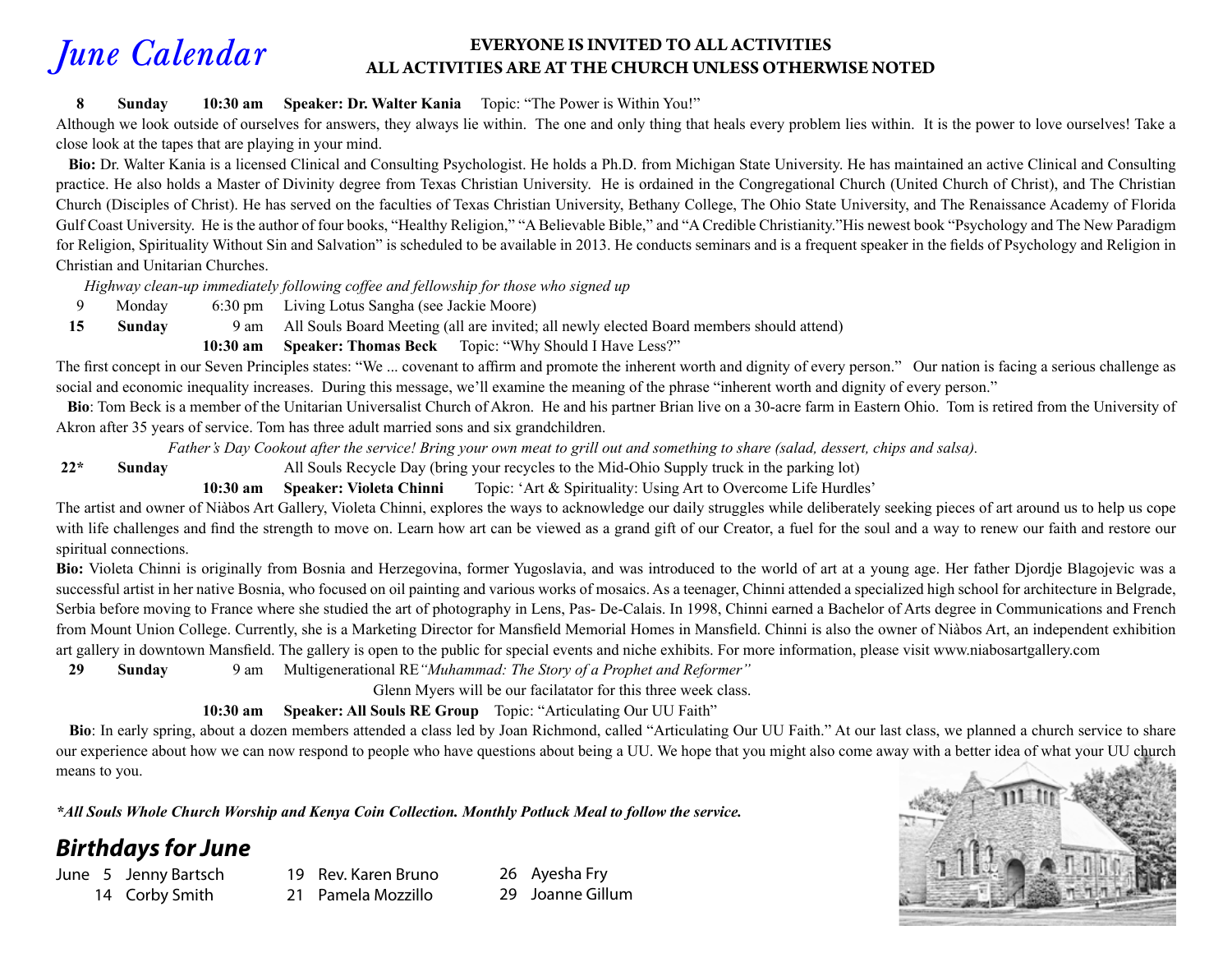# June Calendar

**EVERYONE IS INVITED TO ALL ACTIVITIES**
**ALL ACTIVITIES ARE AT THE CHURCH UNLESS OTHERWISE NOTED**

**8 Sunday 10:30 am Speaker: Dr. Walter Kania** Topic: "The Power is Within You!"

Although we look outside of ourselves for answers, they always lie within. The one and only thing that heals every problem lies within. It is the power to love ourselves! Take a close look at the tapes that are playing in your mind.

**Bio:** Dr. Walter Kania is a licensed Clinical and Consulting Psychologist. He holds a Ph.D. from Michigan State University. He has maintained an active Clinical and Consulting practice. He also holds a Master of Divinity degree from Texas Christian University. He is ordained in the Congregational Church (United Church of Christ), and The Christian Church (Disciples of Christ). He has served on the faculties of Texas Christian University, Bethany College, The Ohio State University, and The Renaissance Academy of Florida Gulf Coast University. He is the author of four books, "Healthy Religion," "A Believable Bible," and "A Credible Christianity."His newest book "Psychology and The New Paradigm for Religion, Spirituality Without Sin and Salvation" is scheduled to be available in 2013. He conducts seminars and is a frequent speaker in the fields of Psychology and Religion in Christian and Unitarian Churches.

*Highway clean-up immediately following coffee and fellowship for those who signed up*

9 Monday 6:30 pm Living Lotus Sangha (see Jackie Moore)

**15 Sunday** 9 am All Souls Board Meeting (all are invited; all newly elected Board members should attend)

**10:30 am Speaker: Thomas Beck** Topic: "Why Should I Have Less?"

The first concept in our Seven Principles states: "We ... covenant to affirm and promote the inherent worth and dignity of every person." Our nation is facing a serious challenge as social and economic inequality increases. During this message, we'll examine the meaning of the phrase "inherent worth and dignity of every person."

**Bio**: Tom Beck is a member of the Unitarian Universalist Church of Akron. He and his partner Brian live on a 30-acre farm in Eastern Ohio. Tom is retired from the University of Akron after 35 years of service. Tom has three adult married sons and six grandchildren.

*Father's Day Cookout after the service! Bring your own meat to grill out and something to share (salad, dessert, chips and salsa).*

**22* Sunday** All Souls Recycle Day (bring your recycles to the Mid-Ohio Supply truck in the parking lot)

**10:30 am Speaker: Violeta Chinni** Topic: 'Art & Spirituality: Using Art to Overcome Life Hurdles'

The artist and owner of Niàbos Art Gallery, Violeta Chinni, explores the ways to acknowledge our daily struggles while deliberately seeking pieces of art around us to help us cope with life challenges and find the strength to move on. Learn how art can be viewed as a grand gift of our Creator, a fuel for the soul and a way to renew our faith and restore our spiritual connections.

**Bio:** Violeta Chinni is originally from Bosnia and Herzegovina, former Yugoslavia, and was introduced to the world of art at a young age. Her father Djordje Blagojevic was a successful artist in her native Bosnia, who focused on oil painting and various works of mosaics. As a teenager, Chinni attended a specialized high school for architecture in Belgrade, Serbia before moving to France where she studied the art of photography in Lens, Pas- De-Calais. In 1998, Chinni earned a Bachelor of Arts degree in Communications and French from Mount Union College. Currently, she is a Marketing Director for Mansfield Memorial Homes in Mansfield. Chinni is also the owner of Niàbos Art, an independent exhibition art gallery in downtown Mansfield. The gallery is open to the public for special events and niche exhibits. For more information, please visit www.niabosartgallery.com

**29 Sunday** 9 am Multigenerational RE *"Muhammad: The Story of a Prophet and Reformer"*

Glenn Myers will be our facilatator for this three week class.

**10:30 am Speaker: All Souls RE Group** Topic: "Articulating Our UU Faith"

**Bio**: In early spring, about a dozen members attended a class led by Joan Richmond, called "Articulating Our UU Faith." At our last class, we planned a church service to share our experience about how we can now respond to people who have questions about being a UU. We hope that you might also come away with a better idea of what your UU church means to you.

***All Souls Whole Church Worship and Kenya Coin Collection. Monthly Potluck Meal to follow the service.***

## Birthdays for June

June 5 Jenny Bartsch
14 Corby Smith
19 Rev. Karen Bruno
21 Pamela Mozzillo
26 Ayesha Fry
29 Joanne Gillum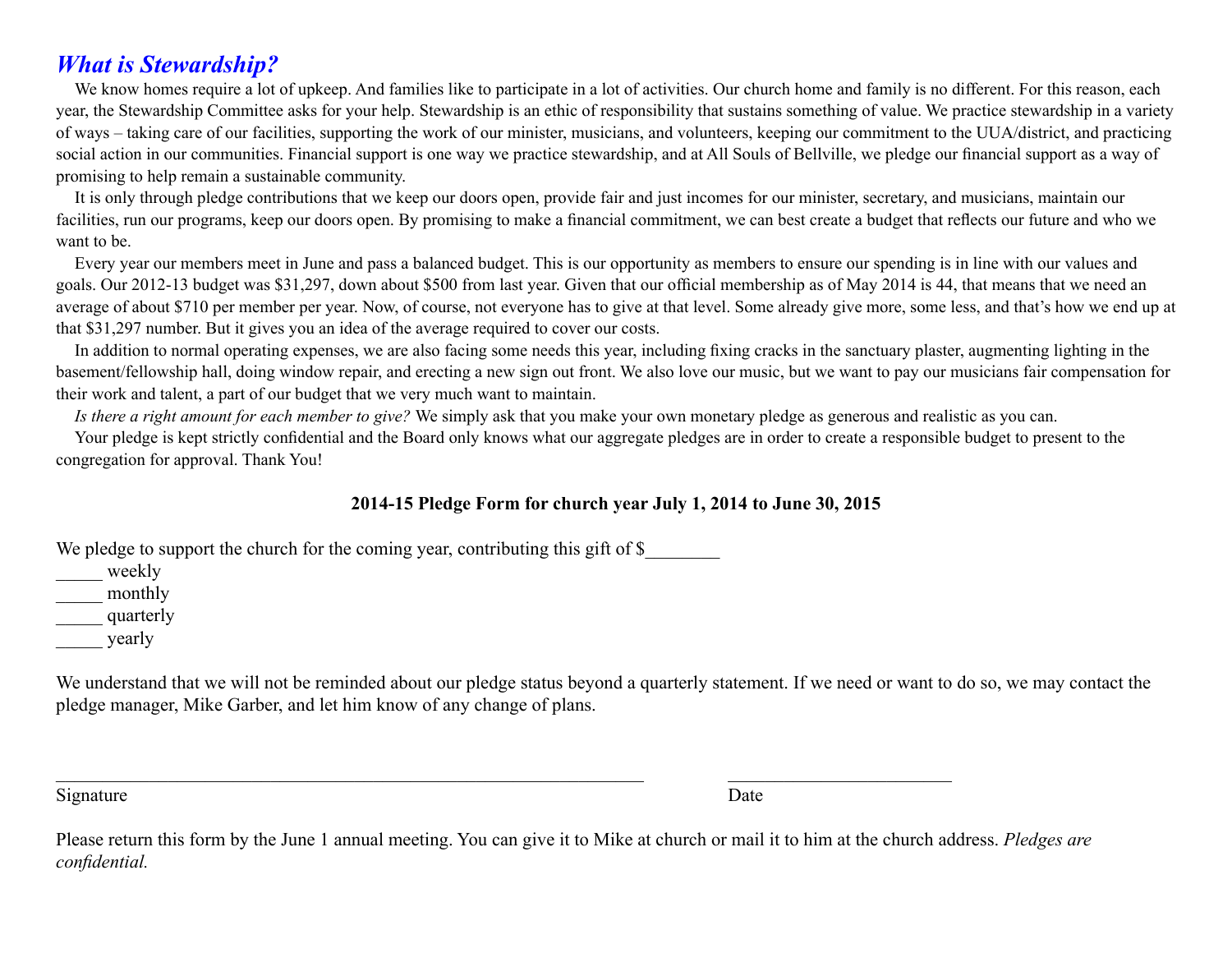## *What is Stewardship?*

We know homes require a lot of upkeep. And families like to participate in a lot of activities. Our church home and family is no different. For this reason, each year, the Stewardship Committee asks for your help. Stewardship is an ethic of responsibility that sustains something of value. We practice stewardship in a variety of ways – taking care of our facilities, supporting the work of our minister, musicians, and volunteers, keeping our commitment to the UUA/district, and practicing social action in our communities. Financial support is one way we practice stewardship, and at All Souls of Bellville, we pledge our financial support as a way of promising to help remain a sustainable community.

It is only through pledge contributions that we keep our doors open, provide fair and just incomes for our minister, secretary, and musicians, maintain our facilities, run our programs, keep our doors open. By promising to make a financial commitment, we can best create a budget that reflects our future and who we want to be.

Every year our members meet in June and pass a balanced budget. This is our opportunity as members to ensure our spending is in line with our values and goals. Our 2012-13 budget was $31,297, down about $500 from last year. Given that our official membership as of May 2014 is 44, that means that we need an average of about $710 per member per year. Now, of course, not everyone has to give at that level. Some already give more, some less, and that's how we end up at that $31,297 number. But it gives you an idea of the average required to cover our costs.

In addition to normal operating expenses, we are also facing some needs this year, including fixing cracks in the sanctuary plaster, augmenting lighting in the basement/fellowship hall, doing window repair, and erecting a new sign out front. We also love our music, but we want to pay our musicians fair compensation for their work and talent, a part of our budget that we very much want to maintain.

*Is there a right amount for each member to give?* We simply ask that you make your own monetary pledge as generous and realistic as you can.

Your pledge is kept strictly confidential and the Board only knows what our aggregate pledges are in order to create a responsible budget to present to the congregation for approval. Thank You!

**2014-15 Pledge Form for church year July 1, 2014 to June 30, 2015**

We pledge to support the church for the coming year, contributing this gift of $________

_____ weekly
_____ monthly
_____ quarterly
_____ yearly

We understand that we will not be reminded about our pledge status beyond a quarterly statement. If we need or want to do so, we may contact the pledge manager, Mike Garber, and let him know of any change of plans.

_______________________________________________ ________________________

Signature Date

Please return this form by the June 1 annual meeting. You can give it to Mike at church or mail it to him at the church address. *Pledges are confidential.*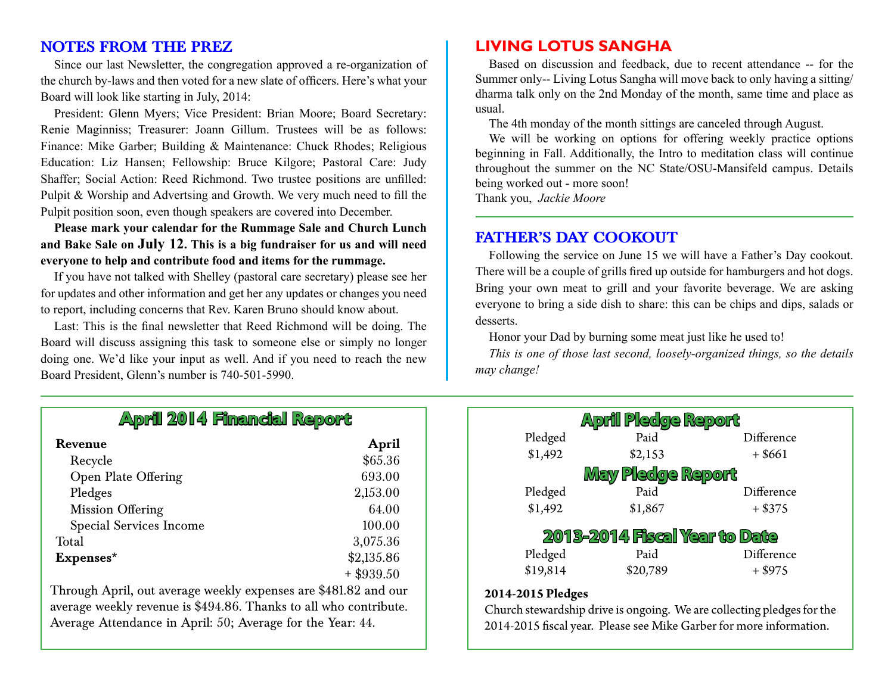## NOTES FROM THE PREZ

Since our last Newsletter, the congregation approved a re-organization of the church by-laws and then voted for a new slate of officers. Here's what your Board will look like starting in July, 2014:

President: Glenn Myers; Vice President: Brian Moore; Board Secretary: Renie Maginniss; Treasurer: Joann Gillum. Trustees will be as follows: Finance: Mike Garber; Building & Maintenance: Chuck Rhodes; Religious Education: Liz Hansen; Fellowship: Bruce Kilgore; Pastoral Care: Judy Shaffer; Social Action: Reed Richmond. Two trustee positions are unfilled: Pulpit & Worship and Advertsing and Growth. We very much need to fill the Pulpit position soon, even though speakers are covered into December.

**Please mark your calendar for the Rummage Sale and Church Lunch and Bake Sale on July 12. This is a big fundraiser for us and will need everyone to help and contribute food and items for the rummage.**

If you have not talked with Shelley (pastoral care secretary) please see her for updates and other information and get her any updates or changes you need to report, including concerns that Rev. Karen Bruno should know about.

Last: This is the final newsletter that Reed Richmond will be doing. The Board will discuss assigning this task to someone else or simply no longer doing one. We'd like your input as well. And if you need to reach the new Board President, Glenn's number is 740-501-5990.

## LIVING LOTUS SANGHA

Based on discussion and feedback, due to recent attendance -- for the Summer only-- Living Lotus Sangha will move back to only having a sitting/ dharma talk only on the 2nd Monday of the month, same time and place as usual.

The 4th monday of the month sittings are canceled through August.

We will be working on options for offering weekly practice options beginning in Fall. Additionally, the Intro to meditation class will continue throughout the summer on the NC State/OSU-Mansifeld campus. Details being worked out - more soon!

Thank you, *Jackie Moore*

## FATHER'S DAY COOKOUT

Following the service on June 15 we will have a Father's Day cookout. There will be a couple of grills fired up outside for hamburgers and hot dogs. Bring your own meat to grill and your favorite beverage. We are asking everyone to bring a side dish to share: this can be chips and dips, salads or desserts.

Honor your Dad by burning some meat just like he used to!

*This is one of those last second, loosely-organized things, so the details may change!*

## April 2014 Financial Report

| **Revenue** | **April** |
|---|---|
| Recycle | $65.36 |
| Open Plate Offering | 693.00 |
| Pledges | 2,153.00 |
| Mission Offering | 64.00 |
| Special Services Income | 100.00 |
| Total | 3,075.36 |
| **Expenses*** | $2,135.86 |
| | + $939.50 |

Through April, out average weekly expenses are $481.82 and our average weekly revenue is $494.86. Thanks to all who contribute. Average Attendance in April: 50; Average for the Year: 44.

## April Pledge Report

| Pledged | Paid | Difference |
|---|---|---|
| $1,492 | $2,153 | + $661 |

## May Pledge Report

| Pledged | Paid | Difference |
|---|---|---|
| $1,492 | $1,867 | + $375 |

## 2013-2014 Fiscal Year to Date

| Pledged | Paid | Difference |
|---|---|---|
| $19,814 | $20,789 | + $975 |

**2014-2015 Pledges**

Church stewardship drive is ongoing. We are collecting pledges for the 2014-2015 fiscal year. Please see Mike Garber for more information.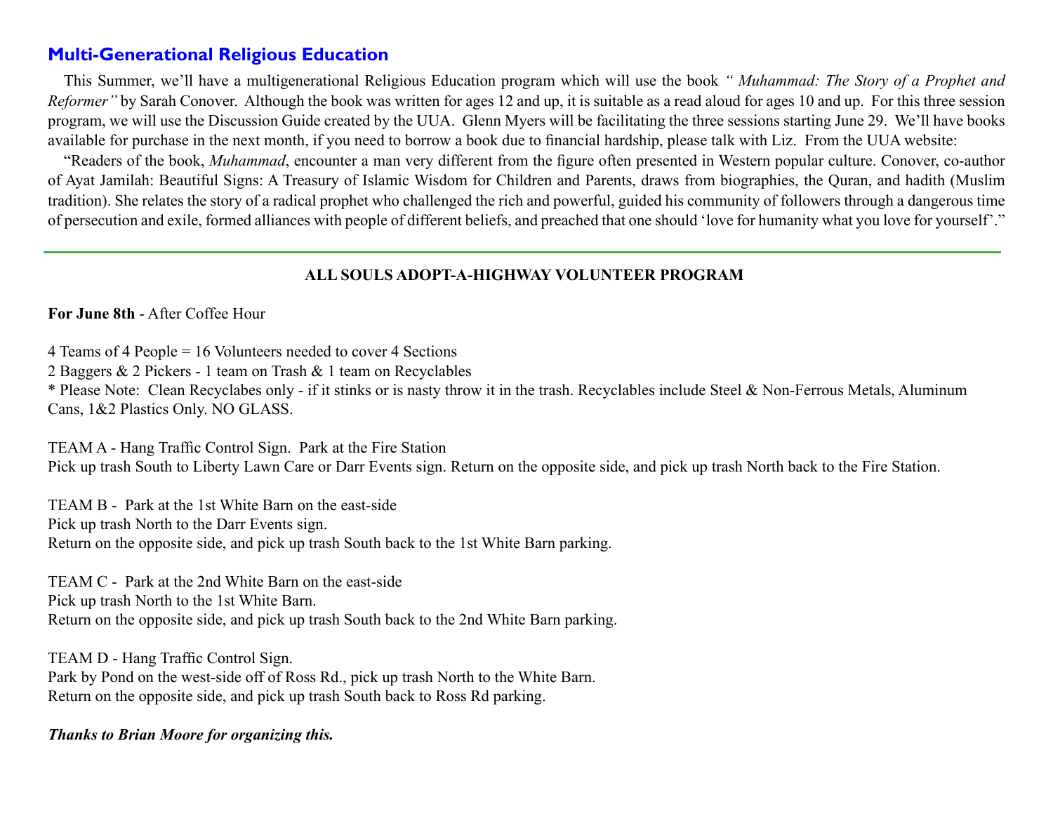## Multi-Generational Religious Education

This Summer, we'll have a multigenerational Religious Education program which will use the book *" Muhammad: The Story of a Prophet and Reformer"* by Sarah Conover. Although the book was written for ages 12 and up, it is suitable as a read aloud for ages 10 and up. For this three session program, we will use the Discussion Guide created by the UUA. Glenn Myers will be facilitating the three sessions starting June 29. We'll have books available for purchase in the next month, if you need to borrow a book due to financial hardship, please talk with Liz. From the UUA website:

"Readers of the book, *Muhammad*, encounter a man very different from the figure often presented in Western popular culture. Conover, co-author of Ayat Jamilah: Beautiful Signs: A Treasury of Islamic Wisdom for Children and Parents, draws from biographies, the Quran, and hadith (Muslim tradition). She relates the story of a radical prophet who challenged the rich and powerful, guided his community of followers through a dangerous time of persecution and exile, formed alliances with people of different beliefs, and preached that one should 'love for humanity what you love for yourself'."

---

### ALL SOULS ADOPT-A-HIGHWAY VOLUNTEER PROGRAM

**For June 8th** - After Coffee Hour

4 Teams of 4 People = 16 Volunteers needed to cover 4 Sections
2 Baggers & 2 Pickers - 1 team on Trash & 1 team on Recyclables
* Please Note: Clean Recyclabes only - if it stinks or is nasty throw it in the trash. Recyclables include Steel & Non-Ferrous Metals, Aluminum Cans, 1&2 Plastics Only. NO GLASS.

TEAM A - Hang Traffic Control Sign. Park at the Fire Station
Pick up trash South to Liberty Lawn Care or Darr Events sign. Return on the opposite side, and pick up trash North back to the Fire Station.

TEAM B - Park at the 1st White Barn on the east-side
Pick up trash North to the Darr Events sign.
Return on the opposite side, and pick up trash South back to the 1st White Barn parking.

TEAM C - Park at the 2nd White Barn on the east-side
Pick up trash North to the 1st White Barn.
Return on the opposite side, and pick up trash South back to the 2nd White Barn parking.

TEAM D - Hang Traffic Control Sign.
Park by Pond on the west-side off of Ross Rd., pick up trash North to the White Barn.
Return on the opposite side, and pick up trash South back to Ross Rd parking.

***Thanks to Brian Moore for organizing this.***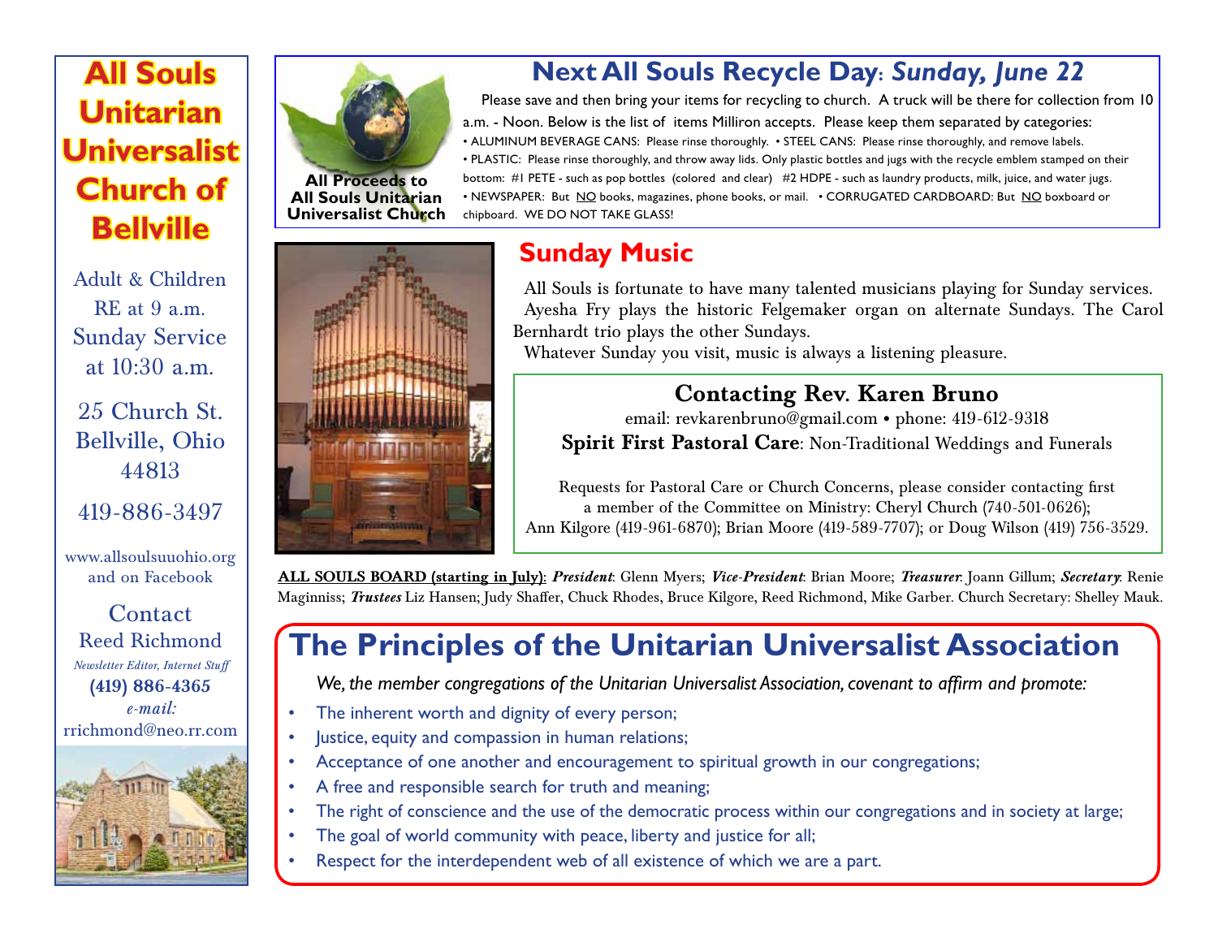# All Souls Unitarian Universalist Church of Bellville

Adult & Children RE at 9 a.m.
Sunday Service at 10:30 a.m.

25 Church St.
Bellville, Ohio
44813

419-886-3497

www.allsoulsuuohio.org
and on Facebook

Contact
Reed Richmond
*Newsletter Editor, Internet Stuff*
**(419) 886-4365**
*e-mail:*
rrichmond@neo.rr.com

## Next All Souls Recycle Day: *Sunday, June 22*

All Proceeds to All Souls Unitarian Universalist Church

Please save and then bring your items for recycling to church. A truck will be there for collection from 10 a.m. - Noon. Below is the list of items Milliron accepts. Please keep them separated by categories:

• ALUMINUM BEVERAGE CANS: Please rinse thoroughly. • STEEL CANS: Please rinse thoroughly, and remove labels.
• PLASTIC: Please rinse thoroughly, and throw away lids. Only plastic bottles and jugs with the recycle emblem stamped on their bottom: #1 PETE - such as pop bottles (colored and clear) #2 HDPE - such as laundry products, milk, juice, and water jugs.
• NEWSPAPER: But NO books, magazines, phone books, or mail. • CORRUGATED CARDBOARD: But NO boxboard or chipboard. WE DO NOT TAKE GLASS!

## Sunday Music

All Souls is fortunate to have many talented musicians playing for Sunday services.

Ayesha Fry plays the historic Felgemaker organ on alternate Sundays. The Carol Bernhardt trio plays the other Sundays.

Whatever Sunday you visit, music is always a listening pleasure.

### Contacting Rev. Karen Bruno

email: revkarenbruno@gmail.com • phone: 419-612-9318

**Spirit First Pastoral Care**: Non-Traditional Weddings and Funerals

Requests for Pastoral Care or Church Concerns, please consider contacting first a member of the Committee on Ministry: Cheryl Church (740-501-0626); Ann Kilgore (419-961-6870); Brian Moore (419-589-7707); or Doug Wilson (419) 756-3529.

**ALL SOULS BOARD (starting in July)**: ***President***: Glenn Myers; ***Vice-President***: Brian Moore; ***Treasurer***: Joann Gillum; ***Secretary***: Renie Maginniss; ***Trustees*** Liz Hansen; Judy Shaffer, Chuck Rhodes, Bruce Kilgore, Reed Richmond, Mike Garber. Church Secretary: Shelley Mauk.

## The Principles of the Unitarian Universalist Association

*We, the member congregations of the Unitarian Universalist Association, covenant to affirm and promote:*

- The inherent worth and dignity of every person;
- Justice, equity and compassion in human relations;
- Acceptance of one another and encouragement to spiritual growth in our congregations;
- A free and responsible search for truth and meaning;
- The right of conscience and the use of the democratic process within our congregations and in society at large;
- The goal of world community with peace, liberty and justice for all;
- Respect for the interdependent web of all existence of which we are a part.